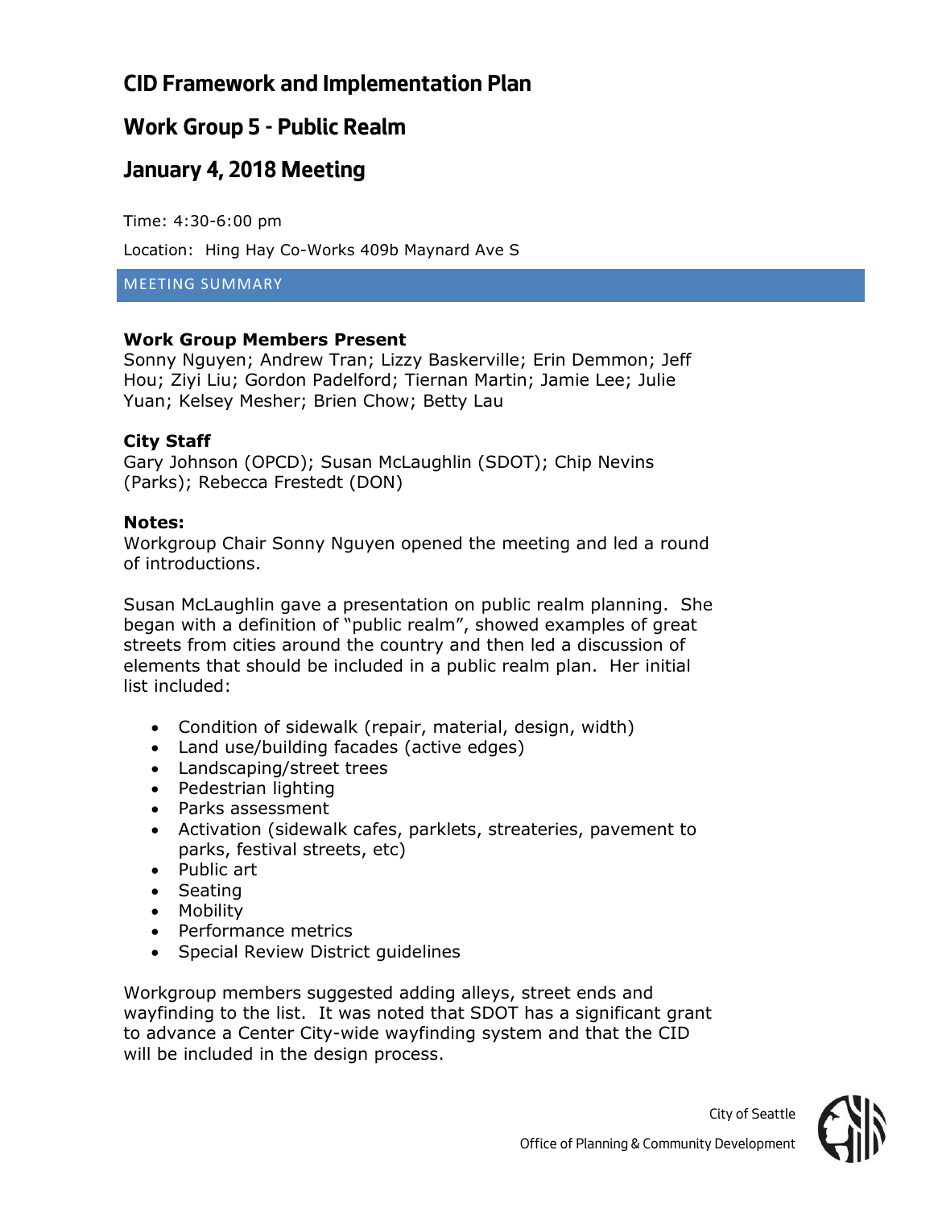# CID Framework and Implementation Plan

## Work Group 5 - Public Realm

## January 4, 2018 Meeting

Time: 4:30-6:00 pm

Location: Hing Hay Co-Works 409b Maynard Ave S

MEETING SUMMARY

**Work Group Members Present**
Sonny Nguyen; Andrew Tran; Lizzy Baskerville; Erin Demmon; Jeff Hou; Ziyi Liu; Gordon Padelford; Tiernan Martin; Jamie Lee; Julie Yuan; Kelsey Mesher; Brien Chow; Betty Lau

**City Staff**
Gary Johnson (OPCD); Susan McLaughlin (SDOT); Chip Nevins (Parks); Rebecca Frestedt (DON)

**Notes:**
Workgroup Chair Sonny Nguyen opened the meeting and led a round of introductions.

Susan McLaughlin gave a presentation on public realm planning. She began with a definition of "public realm", showed examples of great streets from cities around the country and then led a discussion of elements that should be included in a public realm plan. Her initial list included:

- Condition of sidewalk (repair, material, design, width)
- Land use/building facades (active edges)
- Landscaping/street trees
- Pedestrian lighting
- Parks assessment
- Activation (sidewalk cafes, parklets, streateries, pavement to parks, festival streets, etc)
- Public art
- Seating
- Mobility
- Performance metrics
- Special Review District guidelines

Workgroup members suggested adding alleys, street ends and wayfinding to the list. It was noted that SDOT has a significant grant to advance a Center City-wide wayfinding system and that the CID will be included in the design process.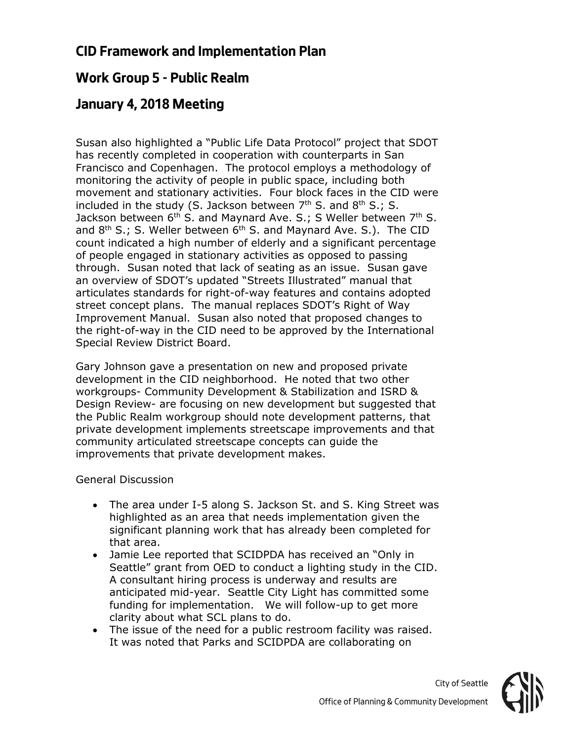# CID Framework and Implementation Plan

## Work Group 5 - Public Realm

## January 4, 2018 Meeting

Susan also highlighted a "Public Life Data Protocol" project that SDOT has recently completed in cooperation with counterparts in San Francisco and Copenhagen. The protocol employs a methodology of monitoring the activity of people in public space, including both movement and stationary activities. Four block faces in the CID were included in the study (S. Jackson between 7th S. and 8th S.; S. Jackson between 6th S. and Maynard Ave. S.; S Weller between 7th S. and 8th S.; S. Weller between 6th S. and Maynard Ave. S.). The CID count indicated a high number of elderly and a significant percentage of people engaged in stationary activities as opposed to passing through. Susan noted that lack of seating as an issue. Susan gave an overview of SDOT's updated "Streets Illustrated" manual that articulates standards for right-of-way features and contains adopted street concept plans. The manual replaces SDOT's Right of Way Improvement Manual. Susan also noted that proposed changes to the right-of-way in the CID need to be approved by the International Special Review District Board.

Gary Johnson gave a presentation on new and proposed private development in the CID neighborhood. He noted that two other workgroups- Community Development & Stabilization and ISRD & Design Review- are focusing on new development but suggested that the Public Realm workgroup should note development patterns, that private development implements streetscape improvements and that community articulated streetscape concepts can guide the improvements that private development makes.

General Discussion

- The area under I-5 along S. Jackson St. and S. King Street was highlighted as an area that needs implementation given the significant planning work that has already been completed for that area.
- Jamie Lee reported that SCIDPDA has received an "Only in Seattle" grant from OED to conduct a lighting study in the CID. A consultant hiring process is underway and results are anticipated mid-year. Seattle City Light has committed some funding for implementation. We will follow-up to get more clarity about what SCL plans to do.
- The issue of the need for a public restroom facility was raised. It was noted that Parks and SCIDPDA are collaborating on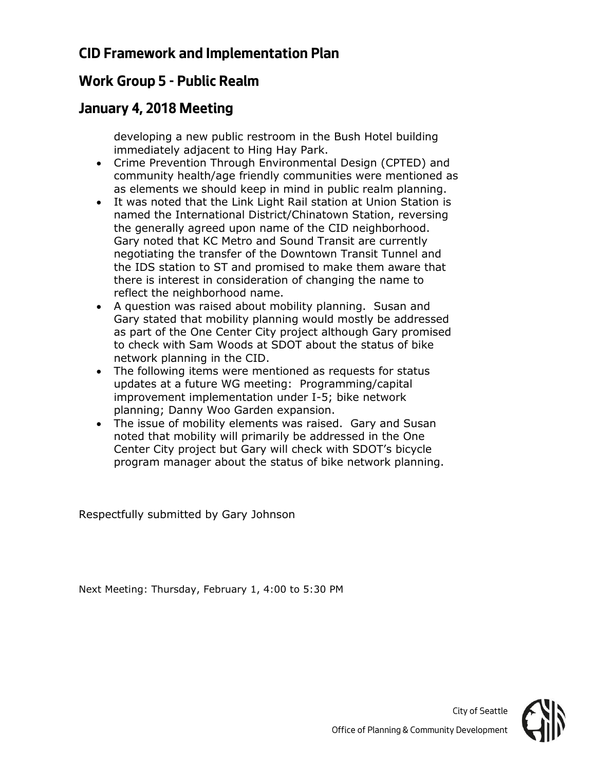developing a new public restroom in the Bush Hotel building immediately adjacent to Hing Hay Park.

- Crime Prevention Through Environmental Design (CPTED) and community health/age friendly communities were mentioned as as elements we should keep in mind in public realm planning.
- It was noted that the Link Light Rail station at Union Station is named the International District/Chinatown Station, reversing the generally agreed upon name of the CID neighborhood. Gary noted that KC Metro and Sound Transit are currently negotiating the transfer of the Downtown Transit Tunnel and the IDS station to ST and promised to make them aware that there is interest in consideration of changing the name to reflect the neighborhood name.
- A question was raised about mobility planning. Susan and Gary stated that mobility planning would mostly be addressed as part of the One Center City project although Gary promised to check with Sam Woods at SDOT about the status of bike network planning in the CID.
- The following items were mentioned as requests for status updates at a future WG meeting: Programming/capital improvement implementation under I-5; bike network planning; Danny Woo Garden expansion.
- The issue of mobility elements was raised. Gary and Susan noted that mobility will primarily be addressed in the One Center City project but Gary will check with SDOT's bicycle program manager about the status of bike network planning.

Respectfully submitted by Gary Johnson

Next Meeting: Thursday, February 1, 4:00 to 5:30 PM